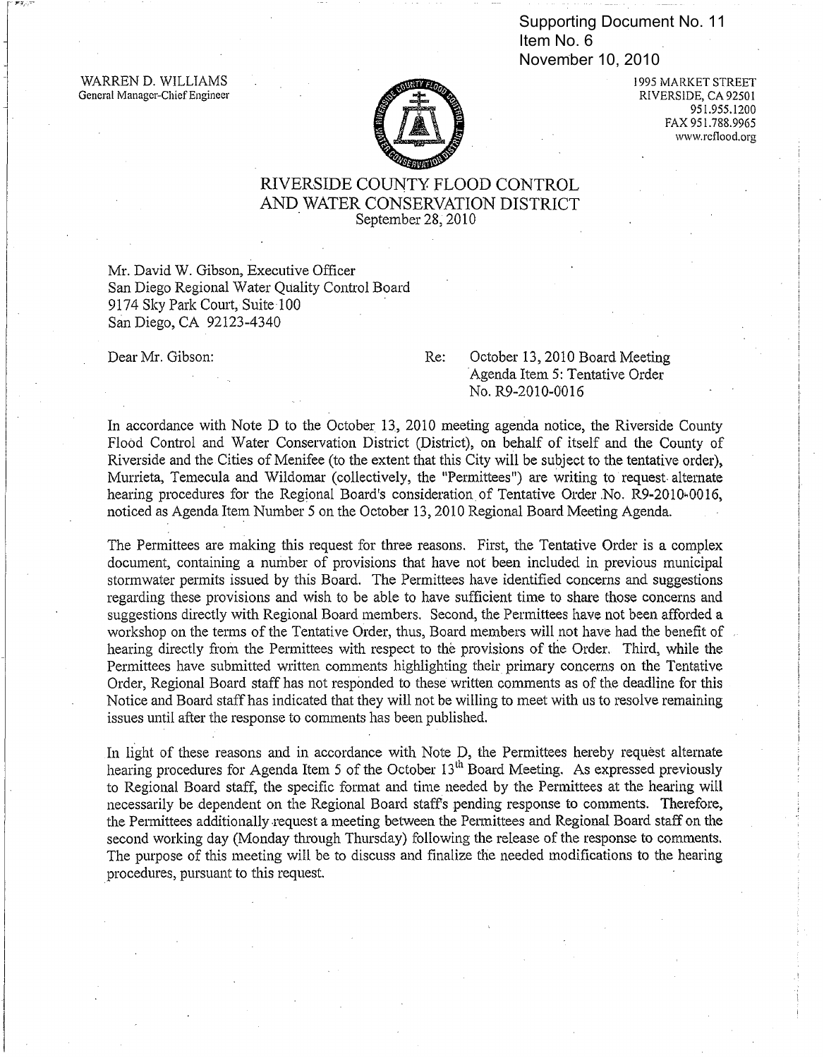Supporting Document No. 11
Item No. 6
November 10, 2010

WARREN D. WILLIAMS
General Manager-Chief Engineer

1995 MARKET STREET
RIVERSIDE, CA 92501
951.955.1200
FAX 951.788.9965
www.rcflood.org

# RIVERSIDE COUNTY FLOOD CONTROL AND WATER CONSERVATION DISTRICT

September 28, 2010

Mr. David W. Gibson, Executive Officer
San Diego Regional Water Quality Control Board
9174 Sky Park Court, Suite 100
San Diego, CA 92123-4340

Dear Mr. Gibson:

Re: October 13, 2010 Board Meeting
Agenda Item 5: Tentative Order
No. R9-2010-0016

In accordance with Note D to the October 13, 2010 meeting agenda notice, the Riverside County Flood Control and Water Conservation District (District), on behalf of itself and the County of Riverside and the Cities of Menifee (to the extent that this City will be subject to the tentative order), Murrieta, Temecula and Wildomar (collectively, the "Permittees") are writing to request alternate hearing procedures for the Regional Board's consideration of Tentative Order No. R9-2010-0016, noticed as Agenda Item Number 5 on the October 13, 2010 Regional Board Meeting Agenda.

The Permittees are making this request for three reasons. First, the Tentative Order is a complex document, containing a number of provisions that have not been included in previous municipal stormwater permits issued by this Board. The Permittees have identified concerns and suggestions regarding these provisions and wish to be able to have sufficient time to share those concerns and suggestions directly with Regional Board members. Second, the Permittees have not been afforded a workshop on the terms of the Tentative Order, thus, Board members will not have had the benefit of hearing directly from the Permittees with respect to the provisions of the Order. Third, while the Permittees have submitted written comments highlighting their primary concerns on the Tentative Order, Regional Board staff has not responded to these written comments as of the deadline for this Notice and Board staff has indicated that they will not be willing to meet with us to resolve remaining issues until after the response to comments has been published.

In light of these reasons and in accordance with Note D, the Permittees hereby request alternate hearing procedures for Agenda Item 5 of the October 13th Board Meeting. As expressed previously to Regional Board staff, the specific format and time needed by the Permittees at the hearing will necessarily be dependent on the Regional Board staff's pending response to comments. Therefore, the Permittees additionally request a meeting between the Permittees and Regional Board staff on the second working day (Monday through Thursday) following the release of the response to comments. The purpose of this meeting will be to discuss and finalize the needed modifications to the hearing procedures, pursuant to this request.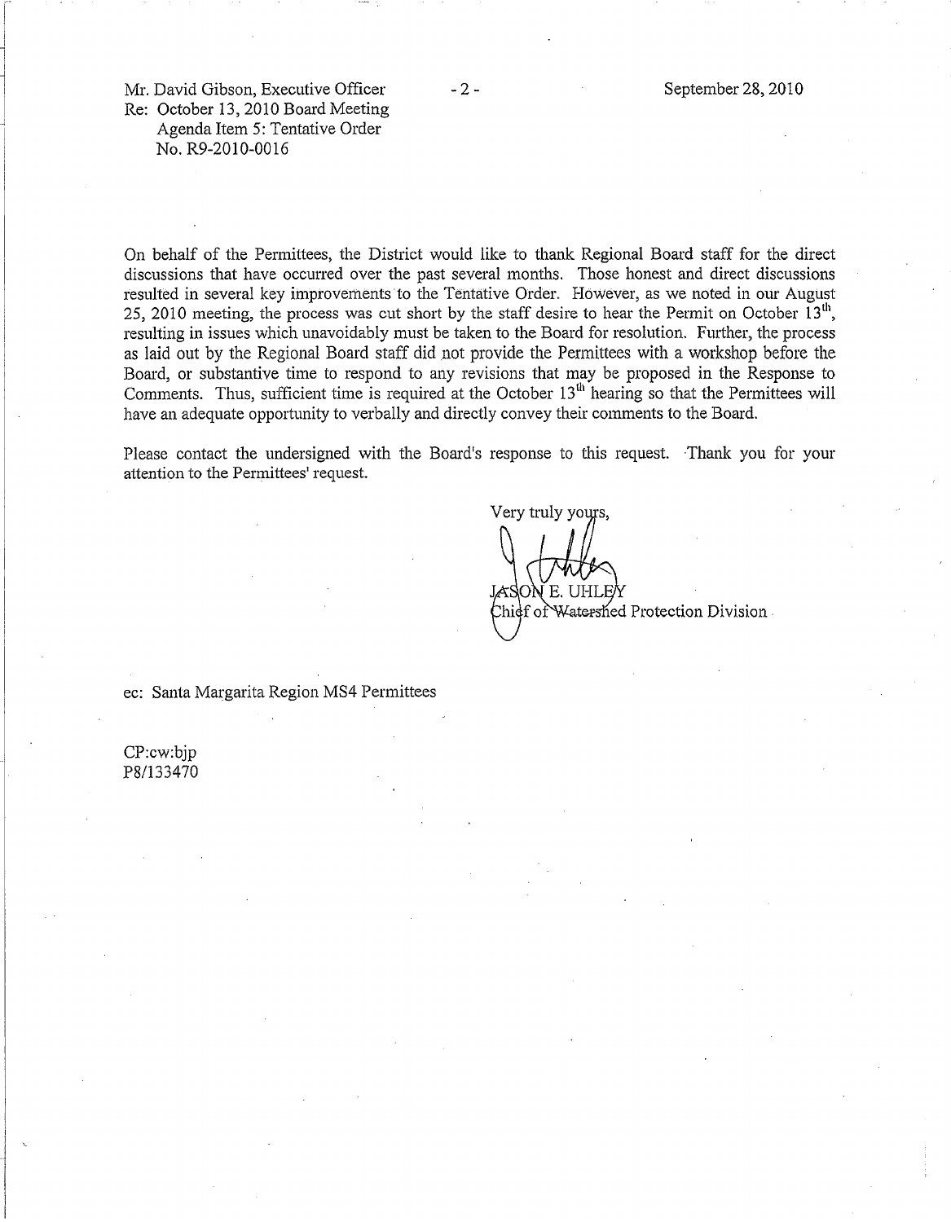Mr. David Gibson, Executive Officer
Re: October 13, 2010 Board Meeting
Agenda Item 5: Tentative Order
No. R9-2010-0016

September 28, 2010

On behalf of the Permittees, the District would like to thank Regional Board staff for the direct discussions that have occurred over the past several months. Those honest and direct discussions resulted in several key improvements to the Tentative Order. However, as we noted in our August 25, 2010 meeting, the process was cut short by the staff desire to hear the Permit on October 13th, resulting in issues which unavoidably must be taken to the Board for resolution. Further, the process as laid out by the Regional Board staff did not provide the Permittees with a workshop before the Board, or substantive time to respond to any revisions that may be proposed in the Response to Comments. Thus, sufficient time is required at the October 13th hearing so that the Permittees will have an adequate opportunity to verbally and directly convey their comments to the Board.

Please contact the undersigned with the Board's response to this request. Thank you for your attention to the Permittees' request.

Very truly yours,

JASON E. UHLEY
Chief of Watershed Protection Division

ec: Santa Margarita Region MS4 Permittees

CP:cw:bjp
P8/133470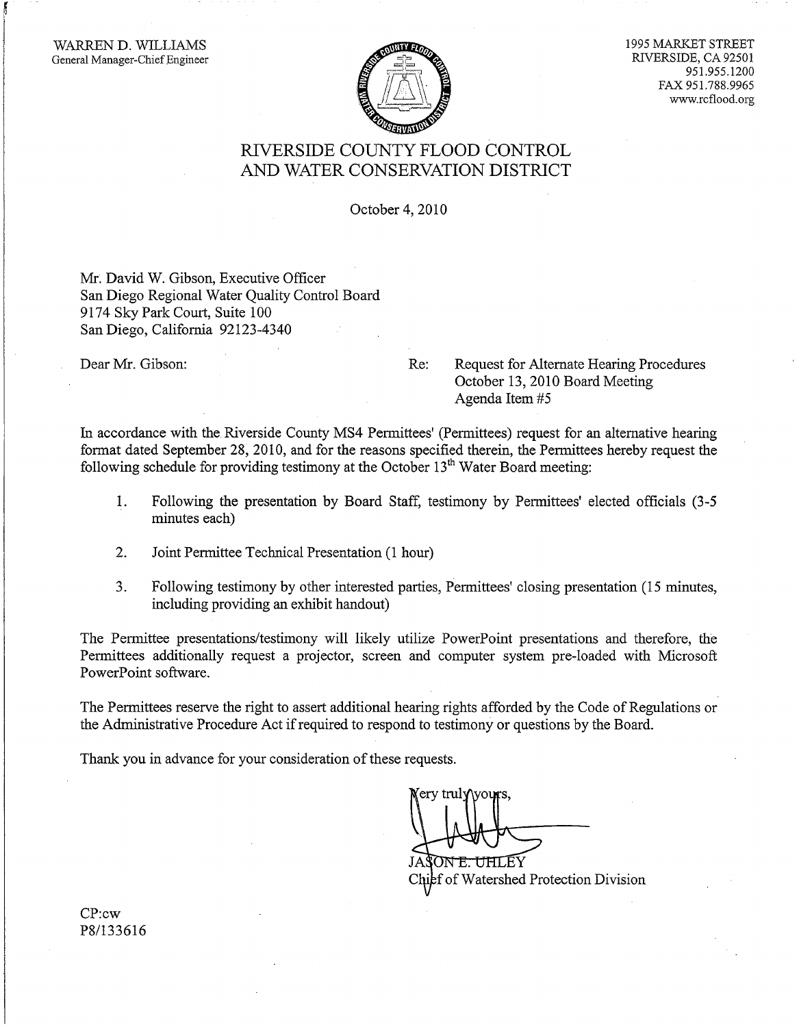WARREN D. WILLIAMS
General Manager-Chief Engineer

1995 MARKET STREET
RIVERSIDE, CA 92501
951.955.1200
FAX 951.788.9965
www.rcflood.org

# RIVERSIDE COUNTY FLOOD CONTROL AND WATER CONSERVATION DISTRICT

October 4, 2010

Mr. David W. Gibson, Executive Officer
San Diego Regional Water Quality Control Board
9174 Sky Park Court, Suite 100
San Diego, California 92123-4340

Dear Mr. Gibson:

Re: Request for Alternate Hearing Procedures
October 13, 2010 Board Meeting
Agenda Item #5

In accordance with the Riverside County MS4 Permittees' (Permittees) request for an alternative hearing format dated September 28, 2010, and for the reasons specified therein, the Permittees hereby request the following schedule for providing testimony at the October 13th Water Board meeting:

1. Following the presentation by Board Staff, testimony by Permittees' elected officials (3-5 minutes each)
2. Joint Permittee Technical Presentation (1 hour)
3. Following testimony by other interested parties, Permittees' closing presentation (15 minutes, including providing an exhibit handout)

The Permittee presentations/testimony will likely utilize PowerPoint presentations and therefore, the Permittees additionally request a projector, screen and computer system pre-loaded with Microsoft PowerPoint software.

The Permittees reserve the right to assert additional hearing rights afforded by the Code of Regulations or the Administrative Procedure Act if required to respond to testimony or questions by the Board.

Thank you in advance for your consideration of these requests.

Very truly yours,

JASON E. UHLEY
Chief of Watershed Protection Division

CP:cw
P8/133616